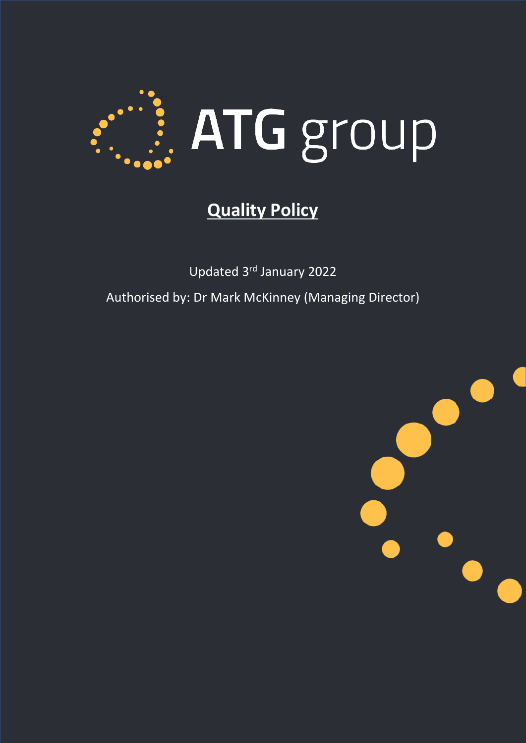# ATG group

## Quality Policy

Updated 3rd January 2022

Authorised by: Dr Mark McKinney (Managing Director)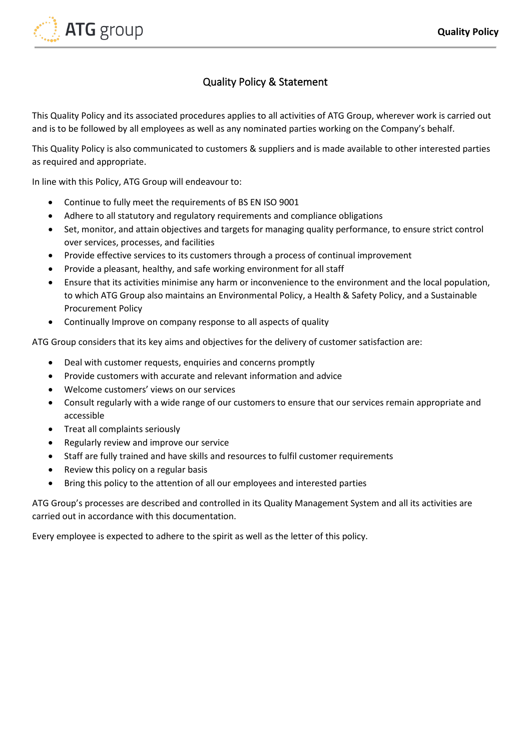# Quality Policy & Statement

This Quality Policy and its associated procedures applies to all activities of ATG Group, wherever work is carried out and is to be followed by all employees as well as any nominated parties working on the Company's behalf.

This Quality Policy is also communicated to customers & suppliers and is made available to other interested parties as required and appropriate.

In line with this Policy, ATG Group will endeavour to:

- Continue to fully meet the requirements of BS EN ISO 9001
- Adhere to all statutory and regulatory requirements and compliance obligations
- Set, monitor, and attain objectives and targets for managing quality performance, to ensure strict control over services, processes, and facilities
- Provide effective services to its customers through a process of continual improvement
- Provide a pleasant, healthy, and safe working environment for all staff
- Ensure that its activities minimise any harm or inconvenience to the environment and the local population, to which ATG Group also maintains an Environmental Policy, a Health & Safety Policy, and a Sustainable Procurement Policy
- Continually Improve on company response to all aspects of quality

ATG Group considers that its key aims and objectives for the delivery of customer satisfaction are:

- Deal with customer requests, enquiries and concerns promptly
- Provide customers with accurate and relevant information and advice
- Welcome customers' views on our services
- Consult regularly with a wide range of our customers to ensure that our services remain appropriate and accessible
- Treat all complaints seriously
- Regularly review and improve our service
- Staff are fully trained and have skills and resources to fulfil customer requirements
- Review this policy on a regular basis
- Bring this policy to the attention of all our employees and interested parties

ATG Group's processes are described and controlled in its Quality Management System and all its activities are carried out in accordance with this documentation.

Every employee is expected to adhere to the spirit as well as the letter of this policy.